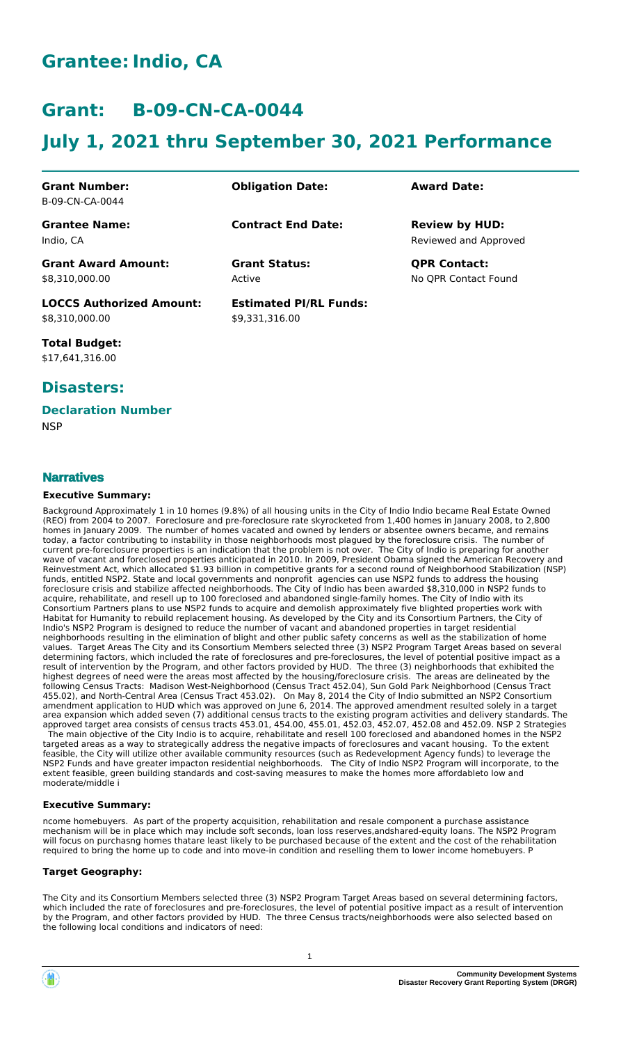# Grantee: Indio, CA

# Grant: B-09-CN-CA-0044

# July 1, 2021 thru September 30, 2021 Performance

| **Grant Number:** | **Obligation Date:** | **Award Date:** |
|---|---|---|
| B-09-CN-CA-0044 | | |
| **Grantee Name:** | **Contract End Date:** | **Review by HUD:** |
| Indio, CA | | Reviewed and Approved |
| **Grant Award Amount:** | **Grant Status:** | **QPR Contact:** |
| $8,310,000.00 | Active | No QPR Contact Found |
| **LOCCS Authorized Amount:** | **Estimated PI/RL Funds:** | |
| $8,310,000.00 | $9,331,316.00 | |

**Total Budget:**
$17,641,316.00

## Disasters:

### Declaration Number

NSP

## Narratives

#### Executive Summary:

Background Approximately 1 in 10 homes (9.8%) of all housing units in the City of Indio Indio became Real Estate Owned (REO) from 2004 to 2007. Foreclosure and pre-foreclosure rate skyrocketed from 1,400 homes in January 2008, to 2,800 homes in January 2009. The number of homes vacated and owned by lenders or absentee owners became, and remains today, a factor contributing to instability in those neighborhoods most plagued by the foreclosure crisis. The number of current pre-foreclosure properties is an indication that the problem is not over. The City of Indio is preparing for another wave of vacant and foreclosed properties anticipated in 2010. In 2009, President Obama signed the American Recovery and Reinvestment Act, which allocated $1.93 billion in competitive grants for a second round of Neighborhood Stabilization (NSP) funds, entitled NSP2. State and local governments and nonprofit agencies can use NSP2 funds to address the housing foreclosure crisis and stabilize affected neighborhoods. The City of Indio has been awarded $8,310,000 in NSP2 funds to acquire, rehabilitate, and resell up to 100 foreclosed and abandoned single-family homes. The City of Indio with its Consortium Partners plans to use NSP2 funds to acquire and demolish approximately five blighted properties work with Habitat for Humanity to rebuild replacement housing. As developed by the City and its Consortium Partners, the City of Indio's NSP2 Program is designed to reduce the number of vacant and abandoned properties in target residential neighborhoods resulting in the elimination of blight and other public safety concerns as well as the stabilization of home values. Target Areas The City and its Consortium Members selected three (3) NSP2 Program Target Areas based on several determining factors, which included the rate of foreclosures and pre-foreclosures, the level of potential positive impact as a result of intervention by the Program, and other factors provided by HUD. The three (3) neighborhoods that exhibited the highest degrees of need were the areas most affected by the housing/foreclosure crisis. The areas are delineated by the following Census Tracts: Madison West-Neighborhood (Census Tract 452.04), Sun Gold Park Neighborhood (Census Tract 455.02), and North-Central Area (Census Tract 453.02). On May 8, 2014 the City of Indio submitted an NSP2 Consortium amendment application to HUD which was approved on June 6, 2014. The approved amendment resulted solely in a target area expansion which added seven (7) additional census tracts to the existing program activities and delivery standards. The approved target area consists of census tracts 453.01, 454.00, 455.01, 452.03, 452.07, 452.08 and 452.09. NSP 2 Strategies The main objective of the City Indio is to acquire, rehabilitate and resell 100 foreclosed and abandoned homes in the NSP2 targeted areas as a way to strategically address the negative impacts of foreclosures and vacant housing. To the extent feasible, the City will utilize other available community resources (such as Redevelopment Agency funds) to leverage the NSP2 Funds and have greater impacton residential neighborhoods. The City of Indio NSP2 Program will incorporate, to the extent feasible, green building standards and cost-saving measures to make the homes more affordableto low and moderate/middle i

#### Executive Summary:

ncome homebuyers. As part of the property acquisition, rehabilitation and resale component a purchase assistance mechanism will be in place which may include soft seconds, loan loss reserves,andshared-equity loans. The NSP2 Program will focus on purchasng homes thatare least likely to be purchased because of the extent and the cost of the rehabilitation required to bring the home up to code and into move-in condition and reselling them to lower income homebuyers. P

#### Target Geography:

The City and its Consortium Members selected three (3) NSP2 Program Target Areas based on several determining factors, which included the rate of foreclosures and pre-foreclosures, the level of potential positive impact as a result of intervention by the Program, and other factors provided by HUD. The three Census tracts/neighborhoods were also selected based on the following local conditions and indicators of need: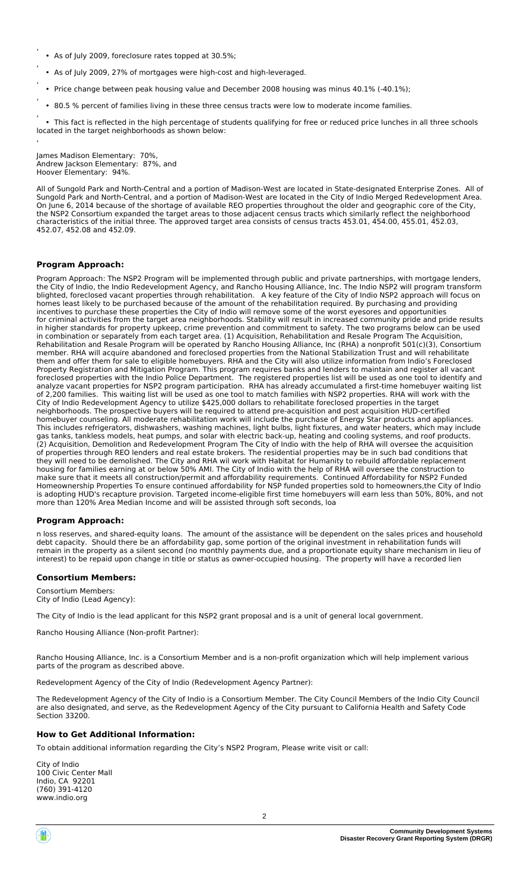- As of July 2009, foreclosure rates topped at 30.5%;
- As of July 2009, 27% of mortgages were high-cost and high-leveraged.
- Price change between peak housing value and December 2008 housing was minus 40.1% (-40.1%);
- 80.5 % percent of families living in these three census tracts were low to moderate income families.
- This fact is reflected in the high percentage of students qualifying for free or reduced price lunches in all three schools located in the target neighborhoods as shown below:

James Madison Elementary: 70%,
Andrew Jackson Elementary: 87%, and
Hoover Elementary: 94%.

All of Sungold Park and North-Central and a portion of Madison-West are located in State-designated Enterprise Zones. All of Sungold Park and North-Central, and a portion of Madison-West are located in the City of Indio Merged Redevelopment Area. On June 6, 2014 because of the shortage of available REO properties throughout the older and geographic core of the City, the NSP2 Consortium expanded the target areas to those adjacent census tracts which similarly reflect the neighborhood characteristics of the initial three. The approved target area consists of census tracts 453.01, 454.00, 455.01, 452.03, 452.07, 452.08 and 452.09.

## Program Approach:

Program Approach: The NSP2 Program will be implemented through public and private partnerships, with mortgage lenders, the City of Indio, the Indio Redevelopment Agency, and Rancho Housing Alliance, Inc. The Indio NSP2 will program transform blighted, foreclosed vacant properties through rehabilitation. A key feature of the City of Indio NSP2 approach will focus on homes least likely to be purchased because of the amount of the rehabilitation required. By purchasing and providing incentives to purchase these properties the City of Indio will remove some of the worst eyesores and opportunities for criminal activities from the target area neighborhoods. Stability will result in increased community pride and pride results in higher standards for property upkeep, crime prevention and commitment to safety. The two programs below can be used in combination or separately from each target area. (1) Acquisition, Rehabilitation and Resale Program The Acquisition, Rehabilitation and Resale Program will be operated by Rancho Housing Alliance, Inc (RHA) a nonprofit 501(c)(3), Consortium member. RHA will acquire abandoned and foreclosed properties from the National Stabilization Trust and will rehabilitate them and offer them for sale to eligible homebuyers. RHA and the City will also utilize information from Indio's Foreclosed Property Registration and Mitigation Program. This program requires banks and lenders to maintain and register all vacant foreclosed properties with the Indio Police Department. The registered properties list will be used as one tool to identify and analyze vacant properties for NSP2 program participation. RHA has already accumulated a first-time homebuyer waiting list of 2,200 families. This waiting list will be used as one tool to match families with NSP2 properties. RHA will work with the City of Indio Redevelopment Agency to utilize $425,000 dollars to rehabilitate foreclosed properties in the target neighborhoods. The prospective buyers will be required to attend pre-acquisition and post acquisition HUD-certified homebuyer counseling. All moderate rehabilitation work will include the purchase of Energy Star products and appliances. This includes refrigerators, dishwashers, washing machines, light bulbs, light fixtures, and water heaters, which may include gas tanks, tankless models, heat pumps, and solar with electric back-up, heating and cooling systems, and roof products. (2) Acquisition, Demolition and Redevelopment Program The City of Indio with the help of RHA will oversee the acquisition of properties through REO lenders and real estate brokers. The residential properties may be in such bad conditions that they will need to be demolished. The City and RHA wil work with Habitat for Humanity to rebuild affordable replacement housing for families earning at or below 50% AMI. The City of Indio with the help of RHA will oversee the construction to make sure that it meets all construction/permit and affordability requirements. Continued Affordability for NSP2 Funded Homeownership Properties To ensure continued affordability for NSP funded properties sold to homeowners,the City of Indio is adopting HUD's recapture provision. Targeted income-eligible first time homebuyers will earn less than 50%, 80%, and not more than 120% Area Median Income and will be assisted through soft seconds, loa

## Program Approach:

n loss reserves, and shared-equity loans. The amount of the assistance will be dependent on the sales prices and household debt capacity. Should there be an affordability gap, some portion of the original investment in rehabilitation funds will remain in the property as a silent second (no monthly payments due, and a proportionate equity share mechanism in lieu of interest) to be repaid upon change in title or status as owner-occupied housing. The property will have a recorded lien

## Consortium Members:

Consortium Members:
City of Indio (Lead Agency):

The City of Indio is the lead applicant for this NSP2 grant proposal and is a unit of general local government.

Rancho Housing Alliance (Non-profit Partner):

Rancho Housing Alliance, Inc. is a Consortium Member and is a non-profit organization which will help implement various parts of the program as described above.

Redevelopment Agency of the City of Indio (Redevelopment Agency Partner):

The Redevelopment Agency of the City of Indio is a Consortium Member. The City Council Members of the Indio City Council are also designated, and serve, as the Redevelopment Agency of the City pursuant to California Health and Safety Code Section 33200.

## How to Get Additional Information:

To obtain additional information regarding the City's NSP2 Program, Please write visit or call:

City of Indio
100 Civic Center Mall
Indio, CA 92201
(760) 391-4120
www.indio.org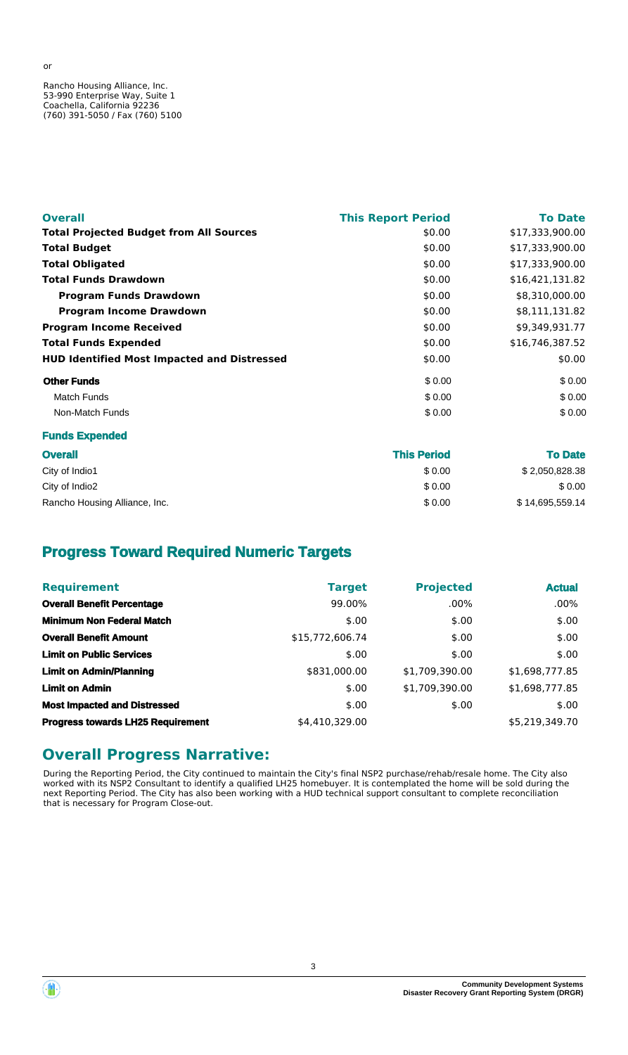or

Rancho Housing Alliance, Inc.
53-990 Enterprise Way, Suite 1
Coachella, California 92236
(760) 391-5050 / Fax (760) 5100

| **Overall** | **This Report Period** | **To Date** |
|---|---|---|
| **Total Projected Budget from All Sources** | $0.00 | $17,333,900.00 |
| **Total Budget** | $0.00 | $17,333,900.00 |
| **Total Obligated** | $0.00 | $17,333,900.00 |
| **Total Funds Drawdown** | $0.00 | $16,421,131.82 |
| **Program Funds Drawdown** | $0.00 | $8,310,000.00 |
| **Program Income Drawdown** | $0.00 | $8,111,131.82 |
| **Program Income Received** | $0.00 | $9,349,931.77 |
| **Total Funds Expended** | $0.00 | $16,746,387.52 |
| **HUD Identified Most Impacted and Distressed** | $0.00 | $0.00 |
| **Other Funds** | $ 0.00 | $ 0.00 |
| Match Funds | $ 0.00 | $ 0.00 |
| Non-Match Funds | $ 0.00 | $ 0.00 |

**Funds Expended**

| **Overall** | **This Period** | **To Date** |
|---|---|---|
| City of Indio1 | $ 0.00 | $ 2,050,828.38 |
| City of Indio2 | $ 0.00 | $ 0.00 |
| Rancho Housing Alliance, Inc. | $ 0.00 | $ 14,695,559.14 |

## Progress Toward Required Numeric Targets

| **Requirement** | **Target** | **Projected** | **Actual** |
|---|---|---|---|
| **Overall Benefit Percentage** | 99.00% | .00% | .00% |
| **Minimum Non Federal Match** | $.00 | $.00 | $.00 |
| **Overall Benefit Amount** | $15,772,606.74 | $.00 | $.00 |
| **Limit on Public Services** | $.00 | $.00 | $.00 |
| **Limit on Admin/Planning** | $831,000.00 | $1,709,390.00 | $1,698,777.85 |
| **Limit on Admin** | $.00 | $1,709,390.00 | $1,698,777.85 |
| **Most Impacted and Distressed** | $.00 | $.00 | $.00 |
| **Progress towards LH25 Requirement** | $4,410,329.00 | | $5,219,349.70 |

## Overall Progress Narrative:

During the Reporting Period, the City continued to maintain the City's final NSP2 purchase/rehab/resale home. The City also worked with its NSP2 Consultant to identify a qualified LH25 homebuyer. It is contemplated the home will be sold during the next Reporting Period. The City has also been working with a HUD technical support consultant to complete reconciliation that is necessary for Program Close-out.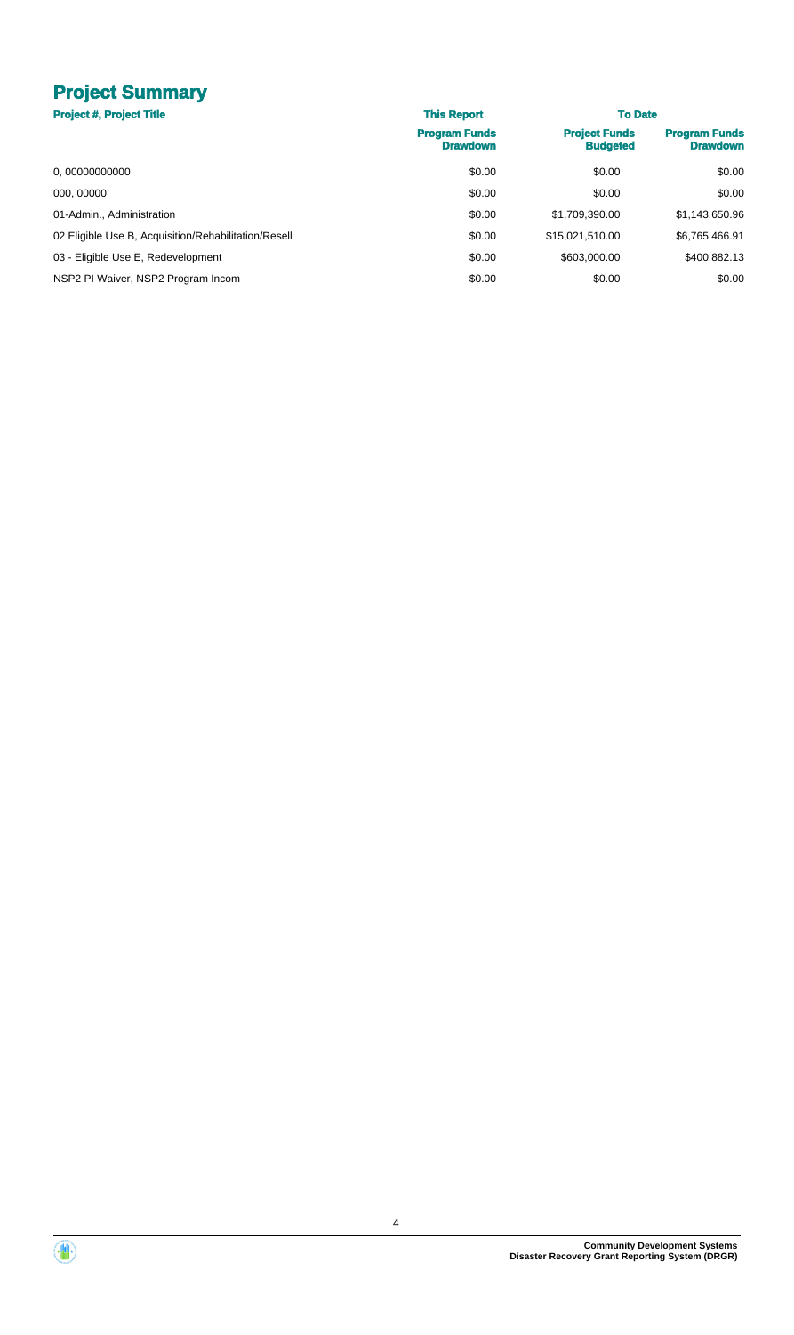## Project Summary

| Project #, Project Title | This Report | To Date | |
|---|---|---|---|
| | Program Funds Drawdown | Project Funds Budgeted | Program Funds Drawdown |
| 0, 00000000000 | $0.00 | $0.00 | $0.00 |
| 000, 00000 | $0.00 | $0.00 | $0.00 |
| 01-Admin., Administration | $0.00 | $1,709,390.00 | $1,143,650.96 |
| 02 Eligible Use B, Acquisition/Rehabilitation/Resell | $0.00 | $15,021,510.00 | $6,765,466.91 |
| 03 - Eligible Use E, Redevelopment | $0.00 | $603,000.00 | $400,882.13 |
| NSP2 PI Waiver, NSP2 Program Incom | $0.00 | $0.00 | $0.00 |